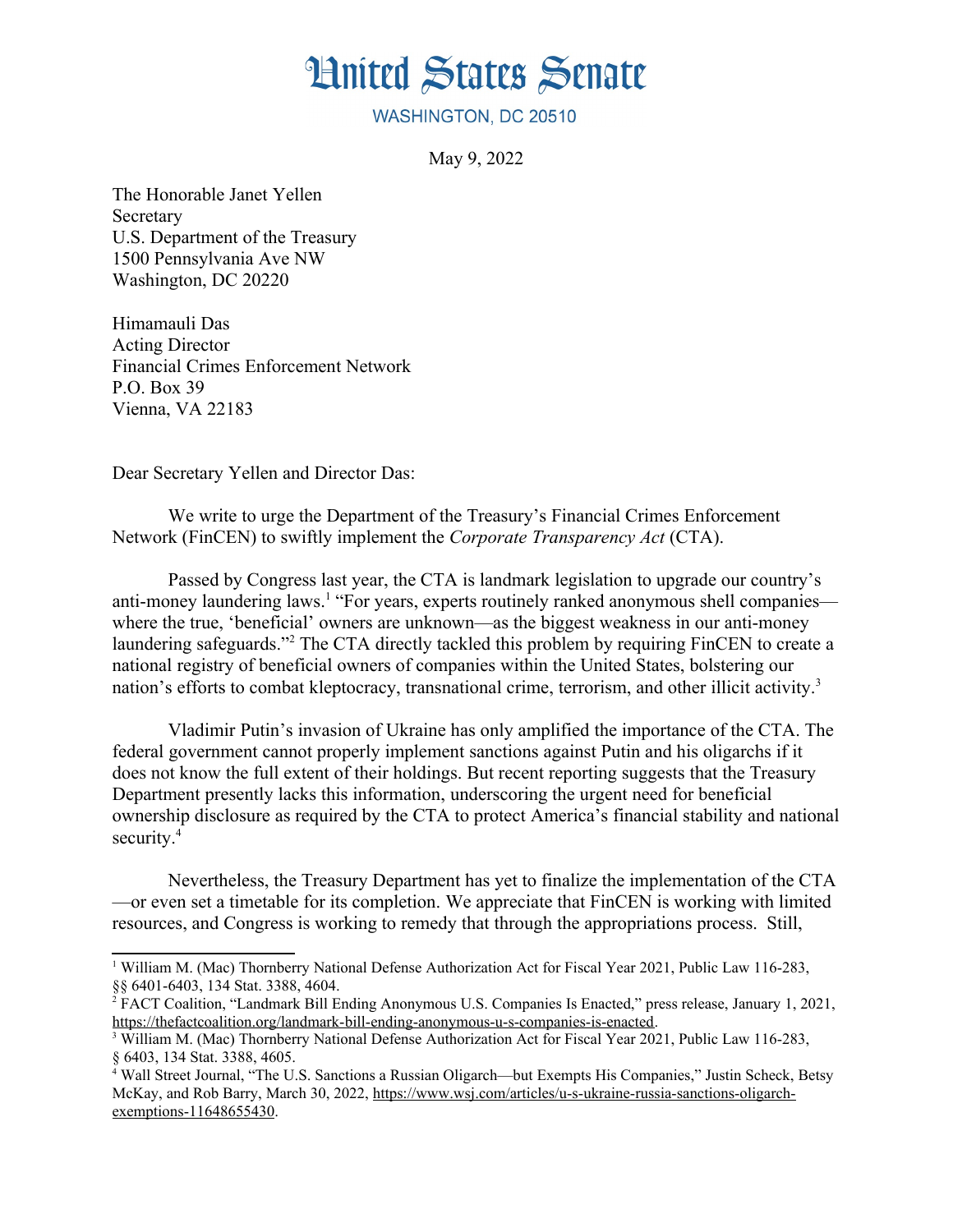# United States Senate

WASHINGTON, DC 20510

May 9, 2022

The Honorable Janet Yellen
Secretary
U.S. Department of the Treasury
1500 Pennsylvania Ave NW
Washington, DC 20220

Himamauli Das
Acting Director
Financial Crimes Enforcement Network
P.O. Box 39
Vienna, VA 22183

Dear Secretary Yellen and Director Das:

We write to urge the Department of the Treasury's Financial Crimes Enforcement Network (FinCEN) to swiftly implement the *Corporate Transparency Act* (CTA).

Passed by Congress last year, the CTA is landmark legislation to upgrade our country's anti-money laundering laws.[1] "For years, experts routinely ranked anonymous shell companies—where the true, 'beneficial' owners are unknown—as the biggest weakness in our anti-money laundering safeguards."[2] The CTA directly tackled this problem by requiring FinCEN to create a national registry of beneficial owners of companies within the United States, bolstering our nation's efforts to combat kleptocracy, transnational crime, terrorism, and other illicit activity.[3]

Vladimir Putin's invasion of Ukraine has only amplified the importance of the CTA. The federal government cannot properly implement sanctions against Putin and his oligarchs if it does not know the full extent of their holdings. But recent reporting suggests that the Treasury Department presently lacks this information, underscoring the urgent need for beneficial ownership disclosure as required by the CTA to protect America's financial stability and national security.[4]

Nevertheless, the Treasury Department has yet to finalize the implementation of the CTA—or even set a timetable for its completion. We appreciate that FinCEN is working with limited resources, and Congress is working to remedy that through the appropriations process. Still,

---

[1] William M. (Mac) Thornberry National Defense Authorization Act for Fiscal Year 2021, Public Law 116-283, §§ 6401-6403, 134 Stat. 3388, 4604.

[2] FACT Coalition, "Landmark Bill Ending Anonymous U.S. Companies Is Enacted," press release, January 1, 2021, https://thefactcoalition.org/landmark-bill-ending-anonymous-u-s-companies-is-enacted.

[3] William M. (Mac) Thornberry National Defense Authorization Act for Fiscal Year 2021, Public Law 116-283, § 6403, 134 Stat. 3388, 4605.

[4] Wall Street Journal, "The U.S. Sanctions a Russian Oligarch—but Exempts His Companies," Justin Scheck, Betsy McKay, and Rob Barry, March 30, 2022, https://www.wsj.com/articles/u-s-ukraine-russia-sanctions-oligarch-exemptions-11648655430.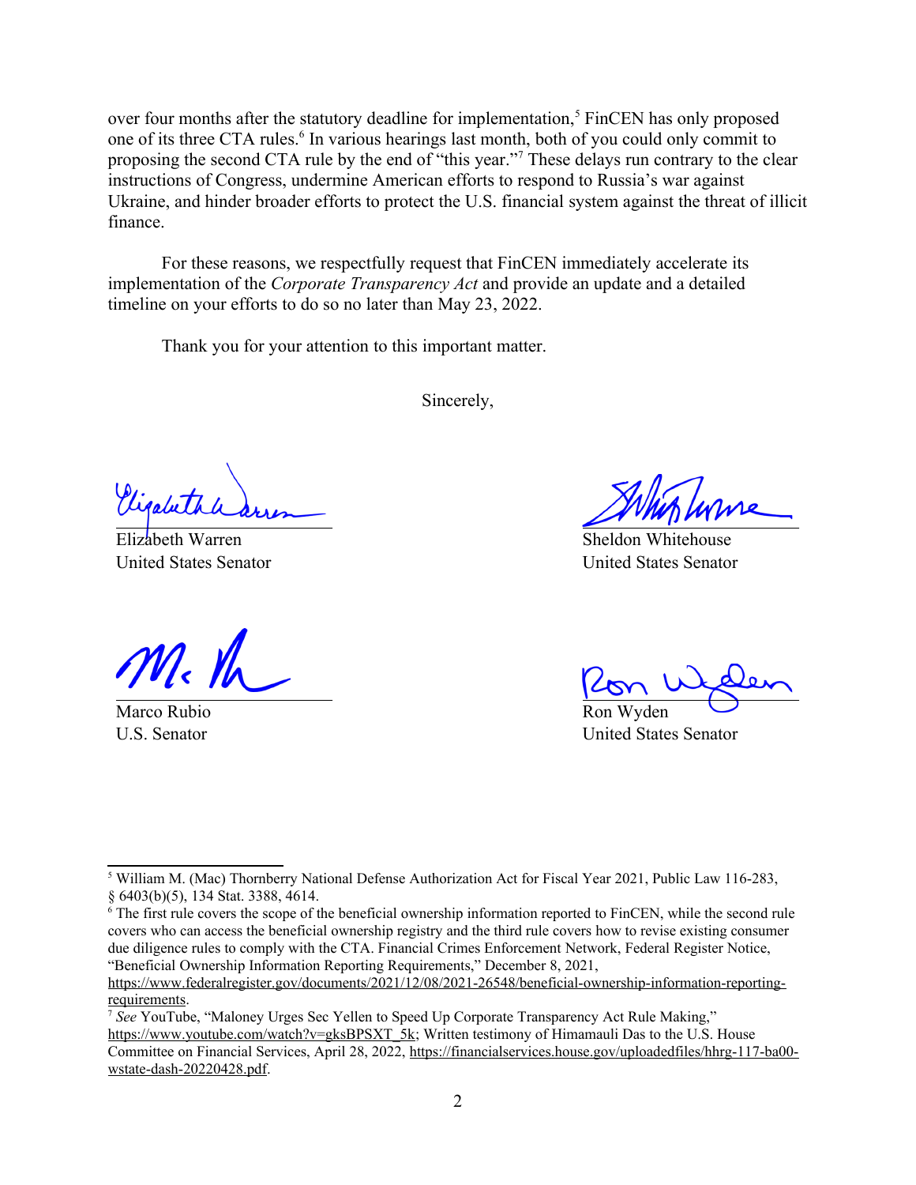over four months after the statutory deadline for implementation,[5] FinCEN has only proposed one of its three CTA rules.[6] In various hearings last month, both of you could only commit to proposing the second CTA rule by the end of "this year."[7] These delays run contrary to the clear instructions of Congress, undermine American efforts to respond to Russia's war against Ukraine, and hinder broader efforts to protect the U.S. financial system against the threat of illicit finance.

For these reasons, we respectfully request that FinCEN immediately accelerate its implementation of the *Corporate Transparency Act* and provide an update and a detailed timeline on your efforts to do so no later than May 23, 2022.

Thank you for your attention to this important matter.

Sincerely,

Elizabeth Warren
United States Senator

Sheldon Whitehouse
United States Senator

Marco Rubio
U.S. Senator

Ron Wyden
United States Senator

---

[5] William M. (Mac) Thornberry National Defense Authorization Act for Fiscal Year 2021, Public Law 116-283, § 6403(b)(5), 134 Stat. 3388, 4614.

[6] The first rule covers the scope of the beneficial ownership information reported to FinCEN, while the second rule covers who can access the beneficial ownership registry and the third rule covers how to revise existing consumer due diligence rules to comply with the CTA. Financial Crimes Enforcement Network, Federal Register Notice, "Beneficial Ownership Information Reporting Requirements," December 8, 2021, https://www.federalregister.gov/documents/2021/12/08/2021-26548/beneficial-ownership-information-reporting-requirements.

[7] *See* YouTube, "Maloney Urges Sec Yellen to Speed Up Corporate Transparency Act Rule Making," https://www.youtube.com/watch?v=gksBPSXT_5k; Written testimony of Himamauli Das to the U.S. House Committee on Financial Services, April 28, 2022, https://financialservices.house.gov/uploadedfiles/hhrg-117-ba00-wstate-dash-20220428.pdf.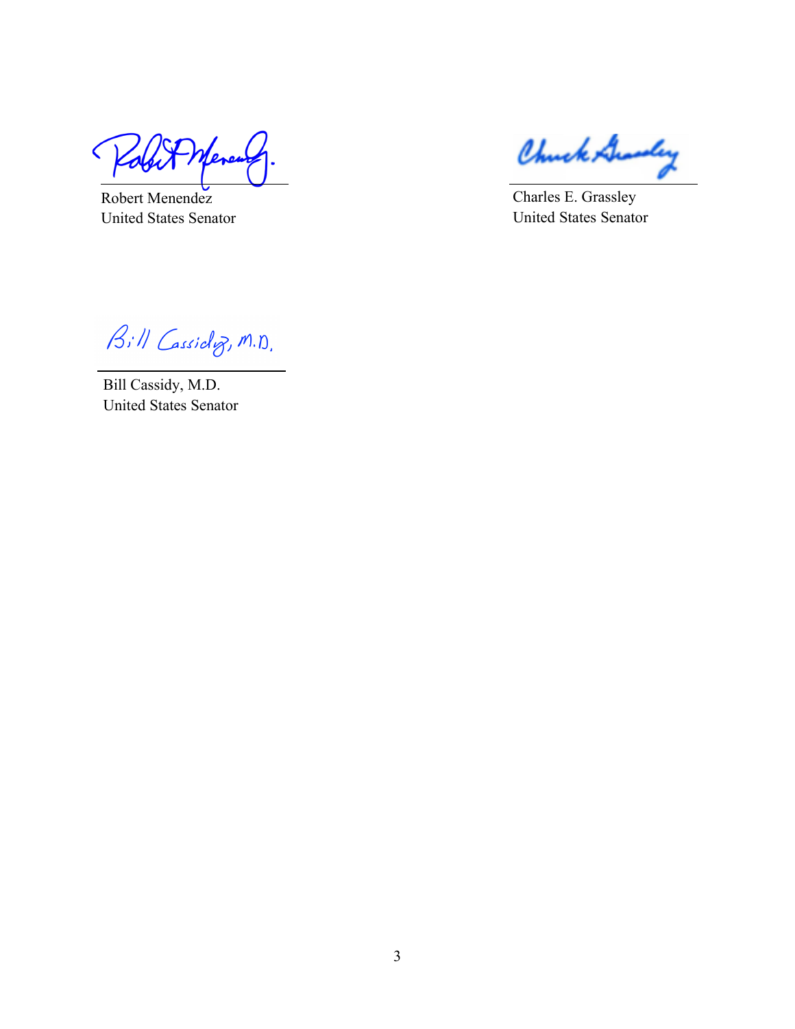Robert Menendez
United States Senator

Charles E. Grassley
United States Senator

Bill Cassidy, M.D.
United States Senator